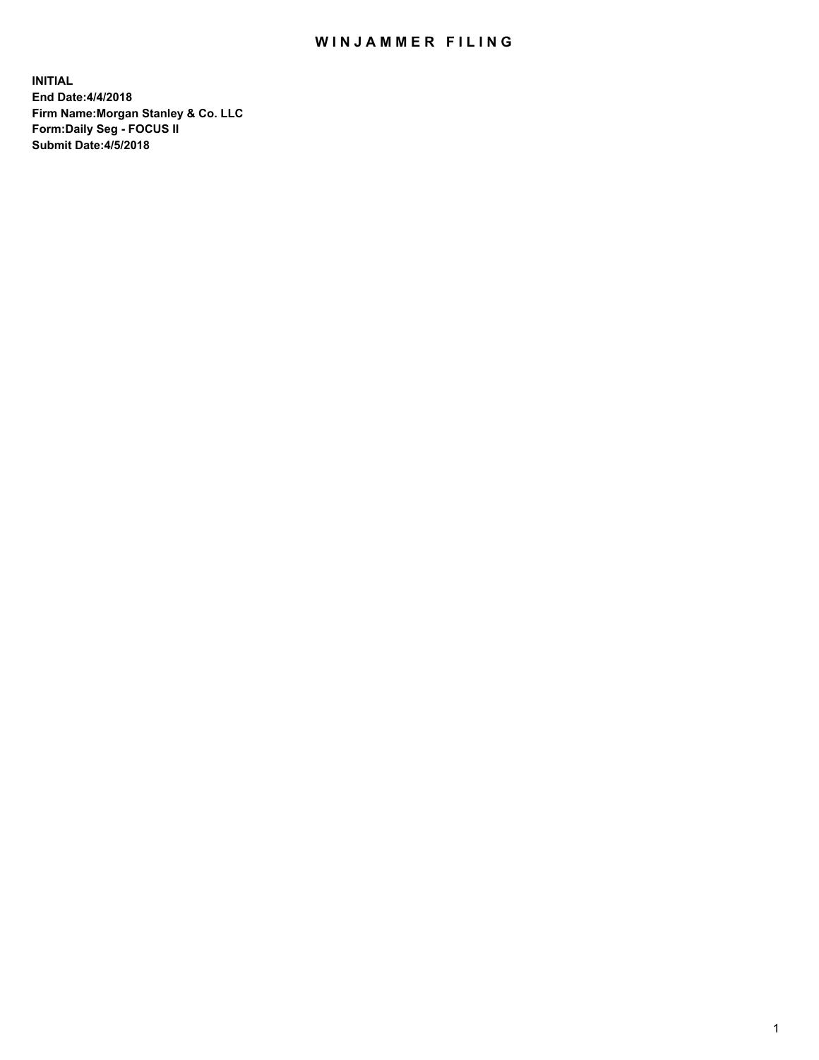# WINJAMMER FILING

**INITIAL**
**End Date:4/4/2018**
**Firm Name:Morgan Stanley & Co. LLC**
**Form:Daily Seg - FOCUS II**
**Submit Date:4/5/2018**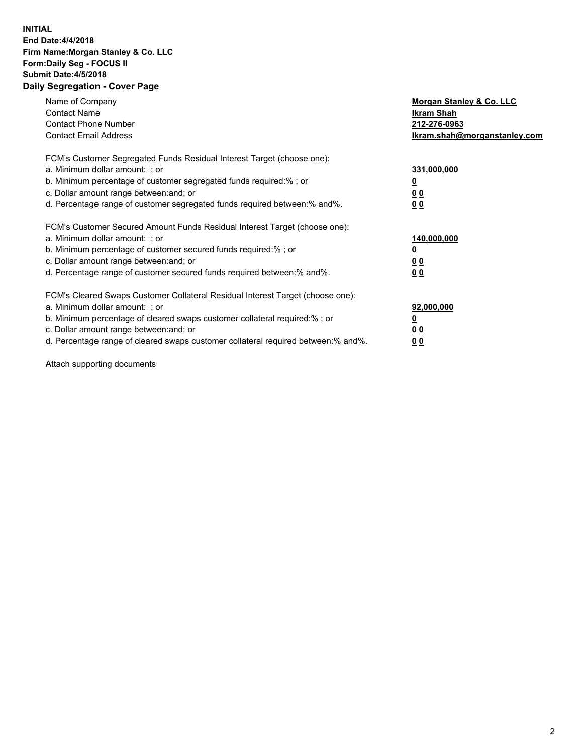**INITIAL**
**End Date:4/4/2018**
**Firm Name:Morgan Stanley & Co. LLC**
**Form:Daily Seg - FOCUS II**
**Submit Date:4/5/2018**
**Daily Segregation - Cover Page**

| | |
|---|---|
| Name of Company | **Morgan Stanley & Co. LLC** |
| Contact Name | **Ikram Shah** |
| Contact Phone Number | **212-276-0963** |
| Contact Email Address | **Ikram.shah@morganstanley.com** |

FCM's Customer Segregated Funds Residual Interest Target (choose one):

| | |
|---|---|
| a. Minimum dollar amount: ; or | **331,000,000** |
| b. Minimum percentage of customer segregated funds required:% ; or | **0** |
| c. Dollar amount range between:and; or | **0 0** |
| d. Percentage range of customer segregated funds required between:% and%. | **0 0** |

FCM's Customer Secured Amount Funds Residual Interest Target (choose one):

| | |
|---|---|
| a. Minimum dollar amount: ; or | **140,000,000** |
| b. Minimum percentage of customer secured funds required:% ; or | **0** |
| c. Dollar amount range between:and; or | **0 0** |
| d. Percentage range of customer secured funds required between:% and%. | **0 0** |

FCM's Cleared Swaps Customer Collateral Residual Interest Target (choose one):

| | |
|---|---|
| a. Minimum dollar amount: ; or | **92,000,000** |
| b. Minimum percentage of cleared swaps customer collateral required:% ; or | **0** |
| c. Dollar amount range between:and; or | **0 0** |
| d. Percentage range of cleared swaps customer collateral required between:% and%. | **0 0** |

Attach supporting documents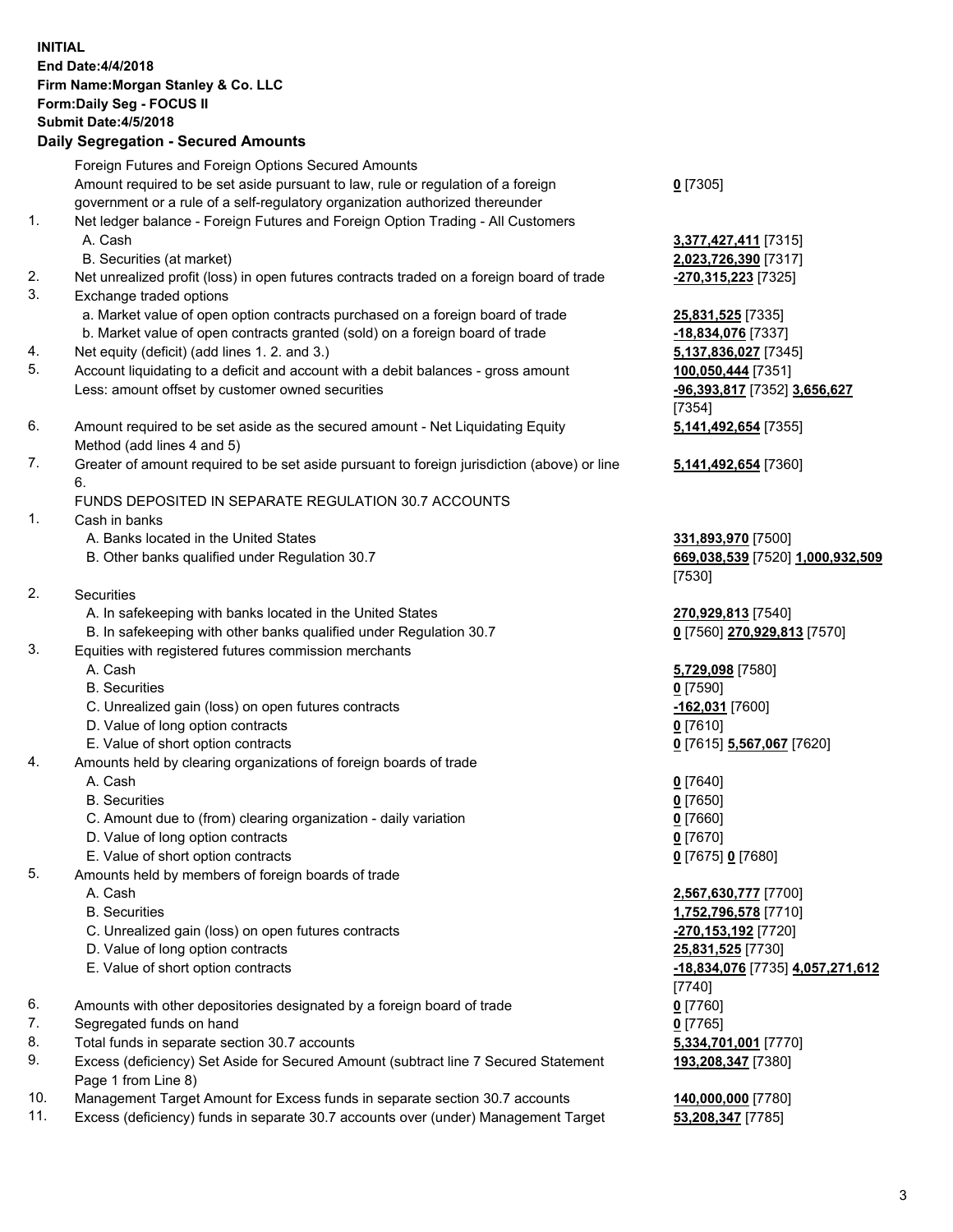**INITIAL**
**End Date:4/4/2018**
**Firm Name:Morgan Stanley & Co. LLC**
**Form:Daily Seg - FOCUS II**
**Submit Date:4/5/2018**

**Daily Segregation - Secured Amounts**

| | | |
|---|---|---|
| | Foreign Futures and Foreign Options Secured Amounts | |
| | Amount required to be set aside pursuant to law, rule or regulation of a foreign government or a rule of a self-regulatory organization authorized thereunder | **0** [7305] |
| 1. | Net ledger balance - Foreign Futures and Foreign Option Trading - All Customers | |
| | A. Cash | **3,377,427,411** [7315] |
| | B. Securities (at market) | **2,023,726,390** [7317] |
| 2. | Net unrealized profit (loss) in open futures contracts traded on a foreign board of trade | **-270,315,223** [7325] |
| 3. | Exchange traded options | |
| | a. Market value of open option contracts purchased on a foreign board of trade | **25,831,525** [7335] |
| | b. Market value of open contracts granted (sold) on a foreign board of trade | **-18,834,076** [7337] |
| 4. | Net equity (deficit) (add lines 1. 2. and 3.) | **5,137,836,027** [7345] |
| 5. | Account liquidating to a deficit and account with a debit balances - gross amount | **100,050,444** [7351] |
| | Less: amount offset by customer owned securities | **-96,393,817** [7352] **3,656,627** [7354] |
| 6. | Amount required to be set aside as the secured amount - Net Liquidating Equity Method (add lines 4 and 5) | **5,141,492,654** [7355] |
| 7. | Greater of amount required to be set aside pursuant to foreign jurisdiction (above) or line 6. | **5,141,492,654** [7360] |
| | FUNDS DEPOSITED IN SEPARATE REGULATION 30.7 ACCOUNTS | |
| 1. | Cash in banks | |
| | A. Banks located in the United States | **331,893,970** [7500] |
| | B. Other banks qualified under Regulation 30.7 | **669,038,539** [7520] **1,000,932,509** [7530] |
| 2. | Securities | |
| | A. In safekeeping with banks located in the United States | **270,929,813** [7540] |
| | B. In safekeeping with other banks qualified under Regulation 30.7 | **0** [7560] **270,929,813** [7570] |
| 3. | Equities with registered futures commission merchants | |
| | A. Cash | **5,729,098** [7580] |
| | B. Securities | **0** [7590] |
| | C. Unrealized gain (loss) on open futures contracts | **-162,031** [7600] |
| | D. Value of long option contracts | **0** [7610] |
| | E. Value of short option contracts | **0** [7615] **5,567,067** [7620] |
| 4. | Amounts held by clearing organizations of foreign boards of trade | |
| | A. Cash | **0** [7640] |
| | B. Securities | **0** [7650] |
| | C. Amount due to (from) clearing organization - daily variation | **0** [7660] |
| | D. Value of long option contracts | **0** [7670] |
| | E. Value of short option contracts | **0** [7675] **0** [7680] |
| 5. | Amounts held by members of foreign boards of trade | |
| | A. Cash | **2,567,630,777** [7700] |
| | B. Securities | **1,752,796,578** [7710] |
| | C. Unrealized gain (loss) on open futures contracts | **-270,153,192** [7720] |
| | D. Value of long option contracts | **25,831,525** [7730] |
| | E. Value of short option contracts | **-18,834,076** [7735] **4,057,271,612** [7740] |
| 6. | Amounts with other depositories designated by a foreign board of trade | **0** [7760] |
| 7. | Segregated funds on hand | **0** [7765] |
| 8. | Total funds in separate section 30.7 accounts | **5,334,701,001** [7770] |
| 9. | Excess (deficiency) Set Aside for Secured Amount (subtract line 7 Secured Statement Page 1 from Line 8) | **193,208,347** [7380] |
| 10. | Management Target Amount for Excess funds in separate section 30.7 accounts | **140,000,000** [7780] |
| 11. | Excess (deficiency) funds in separate 30.7 accounts over (under) Management Target | **53,208,347** [7785] |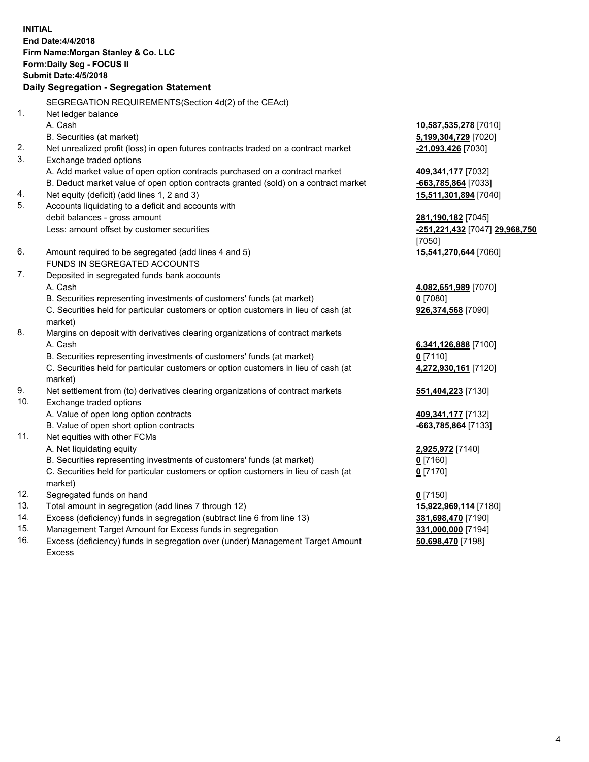**INITIAL**
**End Date:4/4/2018**
**Firm Name:Morgan Stanley & Co. LLC**
**Form:Daily Seg - FOCUS II**
**Submit Date:4/5/2018**

## Daily Segregation - Segregation Statement

| | | |
|---|---|---|
| | SEGREGATION REQUIREMENTS(Section 4d(2) of the CEAct) | |
| 1. | Net ledger balance | |
| | A. Cash | **10,587,535,278** [7010] |
| | B. Securities (at market) | **5,199,304,729** [7020] |
| 2. | Net unrealized profit (loss) in open futures contracts traded on a contract market | **-21,093,426** [7030] |
| 3. | Exchange traded options | |
| | A. Add market value of open option contracts purchased on a contract market | **409,341,177** [7032] |
| | B. Deduct market value of open option contracts granted (sold) on a contract market | **-663,785,864** [7033] |
| 4. | Net equity (deficit) (add lines 1, 2 and 3) | **15,511,301,894** [7040] |
| 5. | Accounts liquidating to a deficit and accounts with debit balances - gross amount | **281,190,182** [7045] |
| | Less: amount offset by customer securities | **-251,221,432** [7047] **29,968,750** [7050] |
| 6. | Amount required to be segregated (add lines 4 and 5) | **15,541,270,644** [7060] |
| | FUNDS IN SEGREGATED ACCOUNTS | |
| 7. | Deposited in segregated funds bank accounts | |
| | A. Cash | **4,082,651,989** [7070] |
| | B. Securities representing investments of customers' funds (at market) | **0** [7080] |
| | C. Securities held for particular customers or option customers in lieu of cash (at market) | **926,374,568** [7090] |
| 8. | Margins on deposit with derivatives clearing organizations of contract markets | |
| | A. Cash | **6,341,126,888** [7100] |
| | B. Securities representing investments of customers' funds (at market) | **0** [7110] |
| | C. Securities held for particular customers or option customers in lieu of cash (at market) | **4,272,930,161** [7120] |
| 9. | Net settlement from (to) derivatives clearing organizations of contract markets | **551,404,223** [7130] |
| 10. | Exchange traded options | |
| | A. Value of open long option contracts | **409,341,177** [7132] |
| | B. Value of open short option contracts | **-663,785,864** [7133] |
| 11. | Net equities with other FCMs | |
| | A. Net liquidating equity | **2,925,972** [7140] |
| | B. Securities representing investments of customers' funds (at market) | **0** [7160] |
| | C. Securities held for particular customers or option customers in lieu of cash (at market) | **0** [7170] |
| 12. | Segregated funds on hand | **0** [7150] |
| 13. | Total amount in segregation (add lines 7 through 12) | **15,922,969,114** [7180] |
| 14. | Excess (deficiency) funds in segregation (subtract line 6 from line 13) | **381,698,470** [7190] |
| 15. | Management Target Amount for Excess funds in segregation | **331,000,000** [7194] |
| 16. | Excess (deficiency) funds in segregation over (under) Management Target Amount Excess | **50,698,470** [7198] |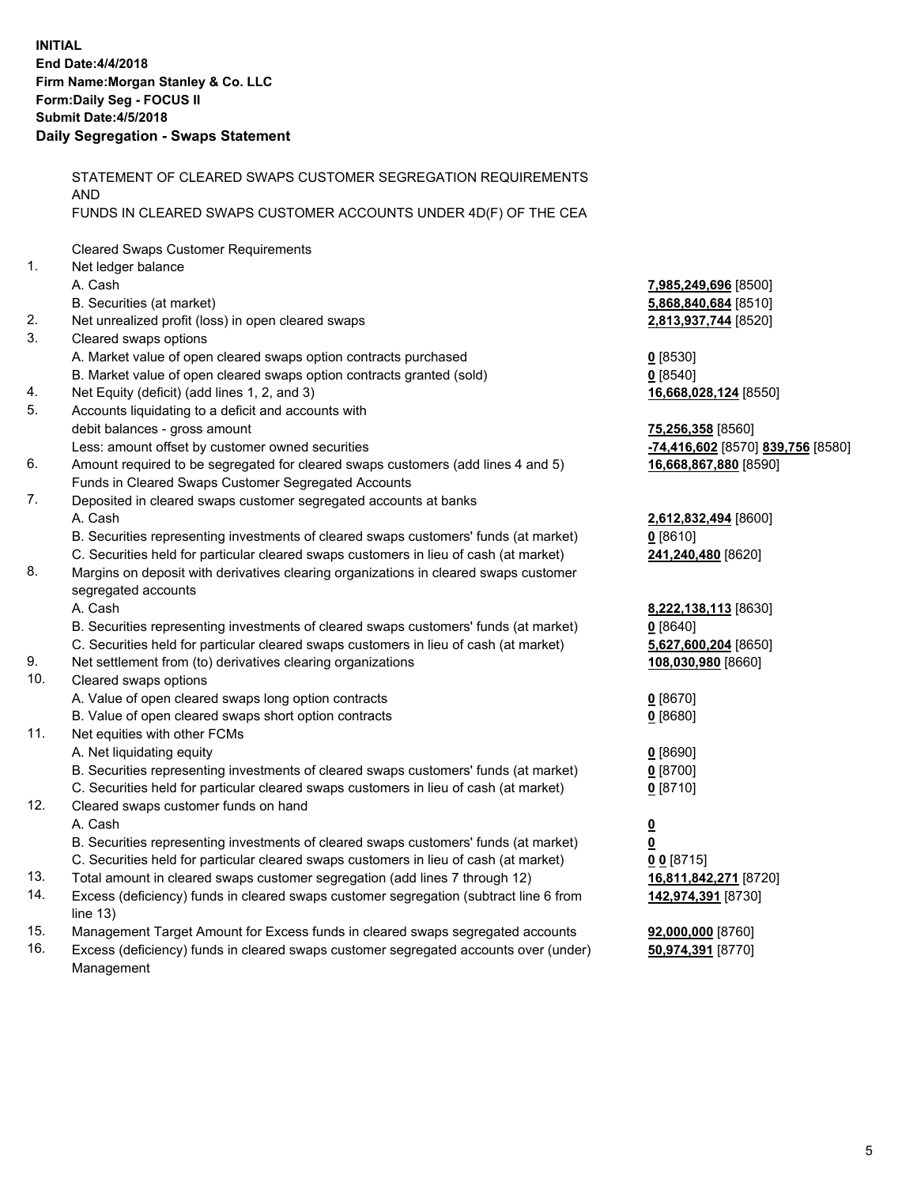**INITIAL**
**End Date:4/4/2018**
**Firm Name:Morgan Stanley & Co. LLC**
**Form:Daily Seg - FOCUS II**
**Submit Date:4/5/2018**
**Daily Segregation - Swaps Statement**

STATEMENT OF CLEARED SWAPS CUSTOMER SEGREGATION REQUIREMENTS AND FUNDS IN CLEARED SWAPS CUSTOMER ACCOUNTS UNDER 4D(F) OF THE CEA

| | | |
|---|---|---|
| | Cleared Swaps Customer Requirements | |
| 1. | Net ledger balance | |
| | A. Cash | **7,985,249,696** [8500] |
| | B. Securities (at market) | **5,868,840,684** [8510] |
| 2. | Net unrealized profit (loss) in open cleared swaps | **2,813,937,744** [8520] |
| 3. | Cleared swaps options | |
| | A. Market value of open cleared swaps option contracts purchased | **0** [8530] |
| | B. Market value of open cleared swaps option contracts granted (sold) | **0** [8540] |
| 4. | Net Equity (deficit) (add lines 1, 2, and 3) | **16,668,028,124** [8550] |
| 5. | Accounts liquidating to a deficit and accounts with debit balances - gross amount | **75,256,358** [8560] |
| | Less: amount offset by customer owned securities | **-74,416,602** [8570] **839,756** [8580] |
| 6. | Amount required to be segregated for cleared swaps customers (add lines 4 and 5) | **16,668,867,880** [8590] |
| | Funds in Cleared Swaps Customer Segregated Accounts | |
| 7. | Deposited in cleared swaps customer segregated accounts at banks | |
| | A. Cash | **2,612,832,494** [8600] |
| | B. Securities representing investments of cleared swaps customers' funds (at market) | **0** [8610] |
| | C. Securities held for particular cleared swaps customers in lieu of cash (at market) | **241,240,480** [8620] |
| 8. | Margins on deposit with derivatives clearing organizations in cleared swaps customer segregated accounts | |
| | A. Cash | **8,222,138,113** [8630] |
| | B. Securities representing investments of cleared swaps customers' funds (at market) | **0** [8640] |
| | C. Securities held for particular cleared swaps customers in lieu of cash (at market) | **5,627,600,204** [8650] |
| 9. | Net settlement from (to) derivatives clearing organizations | **108,030,980** [8660] |
| 10. | Cleared swaps options | |
| | A. Value of open cleared swaps long option contracts | **0** [8670] |
| | B. Value of open cleared swaps short option contracts | **0** [8680] |
| 11. | Net equities with other FCMs | |
| | A. Net liquidating equity | **0** [8690] |
| | B. Securities representing investments of cleared swaps customers' funds (at market) | **0** [8700] |
| | C. Securities held for particular cleared swaps customers in lieu of cash (at market) | **0** [8710] |
| 12. | Cleared swaps customer funds on hand | |
| | A. Cash | **0** |
| | B. Securities representing investments of cleared swaps customers' funds (at market) | **0** |
| | C. Securities held for particular cleared swaps customers in lieu of cash (at market) | **0** **0** [8715] |
| 13. | Total amount in cleared swaps customer segregation (add lines 7 through 12) | **16,811,842,271** [8720] |
| 14. | Excess (deficiency) funds in cleared swaps customer segregation (subtract line 6 from line 13) | **142,974,391** [8730] |
| 15. | Management Target Amount for Excess funds in cleared swaps segregated accounts | **92,000,000** [8760] |
| 16. | Excess (deficiency) funds in cleared swaps customer segregated accounts over (under) Management | **50,974,391** [8770] |